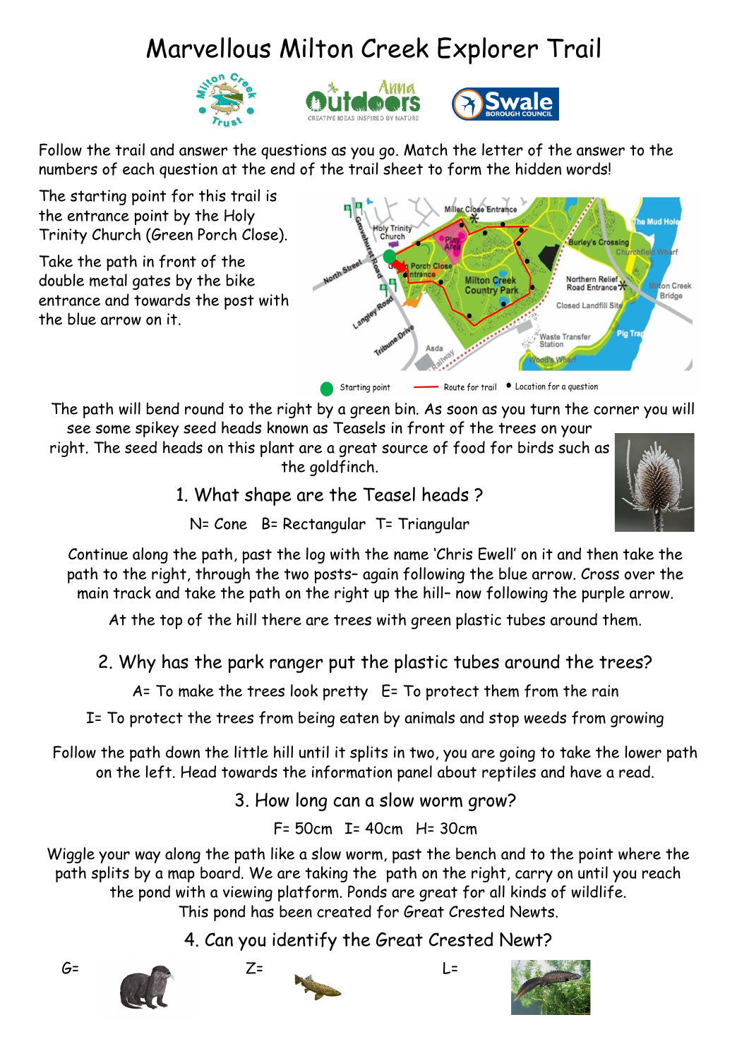# Marvellous Milton Creek Explorer Trail

Follow the trail and answer the questions as you go. Match the letter of the answer to the numbers of each question at the end of the trail sheet to form the hidden words!

The starting point for this trail is the entrance point by the Holy Trinity Church (Green Porch Close).

Take the path in front of the double metal gates by the bike entrance and towards the post with the blue arrow on it.

Starting point — Route for trail • Location for a question

The path will bend round to the right by a green bin. As soon as you turn the corner you will see some spikey seed heads known as Teasels in front of the trees on your right. The seed heads on this plant are a great source of food for birds such as the goldfinch.

## 1. What shape are the Teasel heads ?

N= Cone B= Rectangular T= Triangular

Continue along the path, past the log with the name 'Chris Ewell' on it and then take the path to the right, through the two posts– again following the blue arrow. Cross over the main track and take the path on the right up the hill– now following the purple arrow.

At the top of the hill there are trees with green plastic tubes around them.

## 2. Why has the park ranger put the plastic tubes around the trees?

A= To make the trees look pretty E= To protect them from the rain

I= To protect the trees from being eaten by animals and stop weeds from growing

Follow the path down the little hill until it splits in two, you are going to take the lower path on the left. Head towards the information panel about reptiles and have a read.

## 3. How long can a slow worm grow?

F= 50cm I= 40cm H= 30cm

Wiggle your way along the path like a slow worm, past the bench and to the point where the path splits by a map board. We are taking the path on the right, carry on until you reach the pond with a viewing platform. Ponds are great for all kinds of wildlife.
This pond has been created for Great Crested Newts.

## 4. Can you identify the Great Crested Newt?

G= Z= L=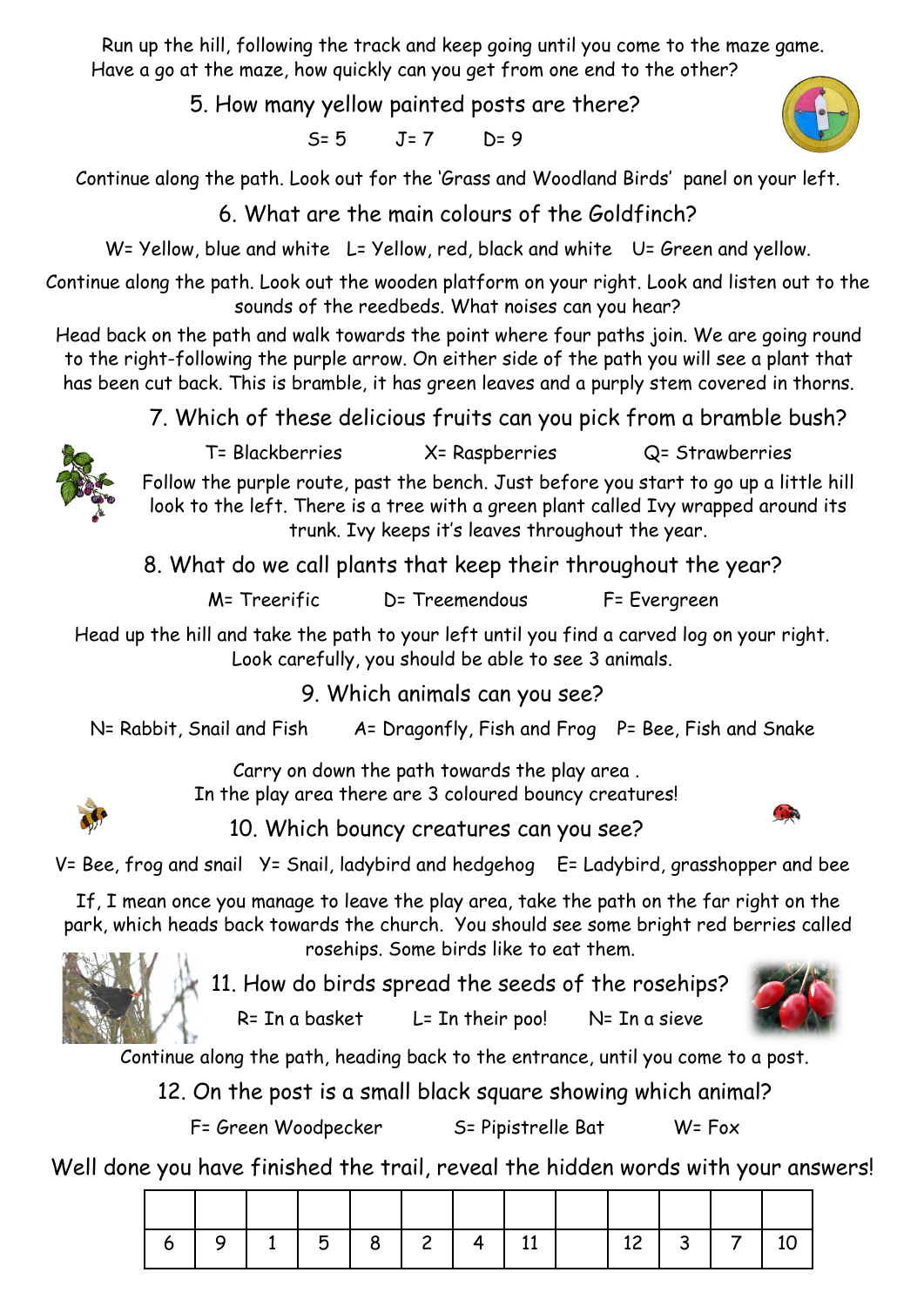Run up the hill, following the track and keep going until you come to the maze game. Have a go at the maze, how quickly can you get from one end to the other?

5. How many yellow painted posts are there?

S= 5 J= 7 D= 9

Continue along the path. Look out for the 'Grass and Woodland Birds' panel on your left.

6. What are the main colours of the Goldfinch?

W= Yellow, blue and white L= Yellow, red, black and white U= Green and yellow.

Continue along the path. Look out the wooden platform on your right. Look and listen out to the sounds of the reedbeds. What noises can you hear?

Head back on the path and walk towards the point where four paths join. We are going round to the right-following the purple arrow. On either side of the path you will see a plant that has been cut back. This is bramble, it has green leaves and a purply stem covered in thorns.

7. Which of these delicious fruits can you pick from a bramble bush?

T= Blackberries X= Raspberries Q= Strawberries

Follow the purple route, past the bench. Just before you start to go up a little hill look to the left. There is a tree with a green plant called Ivy wrapped around its trunk. Ivy keeps it's leaves throughout the year.

8. What do we call plants that keep their throughout the year?

M= Treerific D= Treemendous F= Evergreen

Head up the hill and take the path to your left until you find a carved log on your right. Look carefully, you should be able to see 3 animals.

9. Which animals can you see?

N= Rabbit, Snail and Fish A= Dragonfly, Fish and Frog P= Bee, Fish and Snake

Carry on down the path towards the play area .
In the play area there are 3 coloured bouncy creatures!

10. Which bouncy creatures can you see?

V= Bee, frog and snail Y= Snail, ladybird and hedgehog E= Ladybird, grasshopper and bee

If, I mean once you manage to leave the play area, take the path on the far right on the park, which heads back towards the church. You should see some bright red berries called rosehips. Some birds like to eat them.

11. How do birds spread the seeds of the rosehips?

R= In a basket L= In their poo! N= In a sieve

Continue along the path, heading back to the entrance, until you come to a post.

12. On the post is a small black square showing which animal?

F= Green Woodpecker S= Pipistrelle Bat W= Fox

Well done you have finished the trail, reveal the hidden words with your answers!

| | | | | | | | | | | | | |
|---|---|---|---|---|---|---|---|---|---|---|---|---|
| | | | | | | | | | | | | |
| 6 | 9 | 1 | 5 | 8 | 2 | 4 | 11 | | 12 | 3 | 7 | 10 |